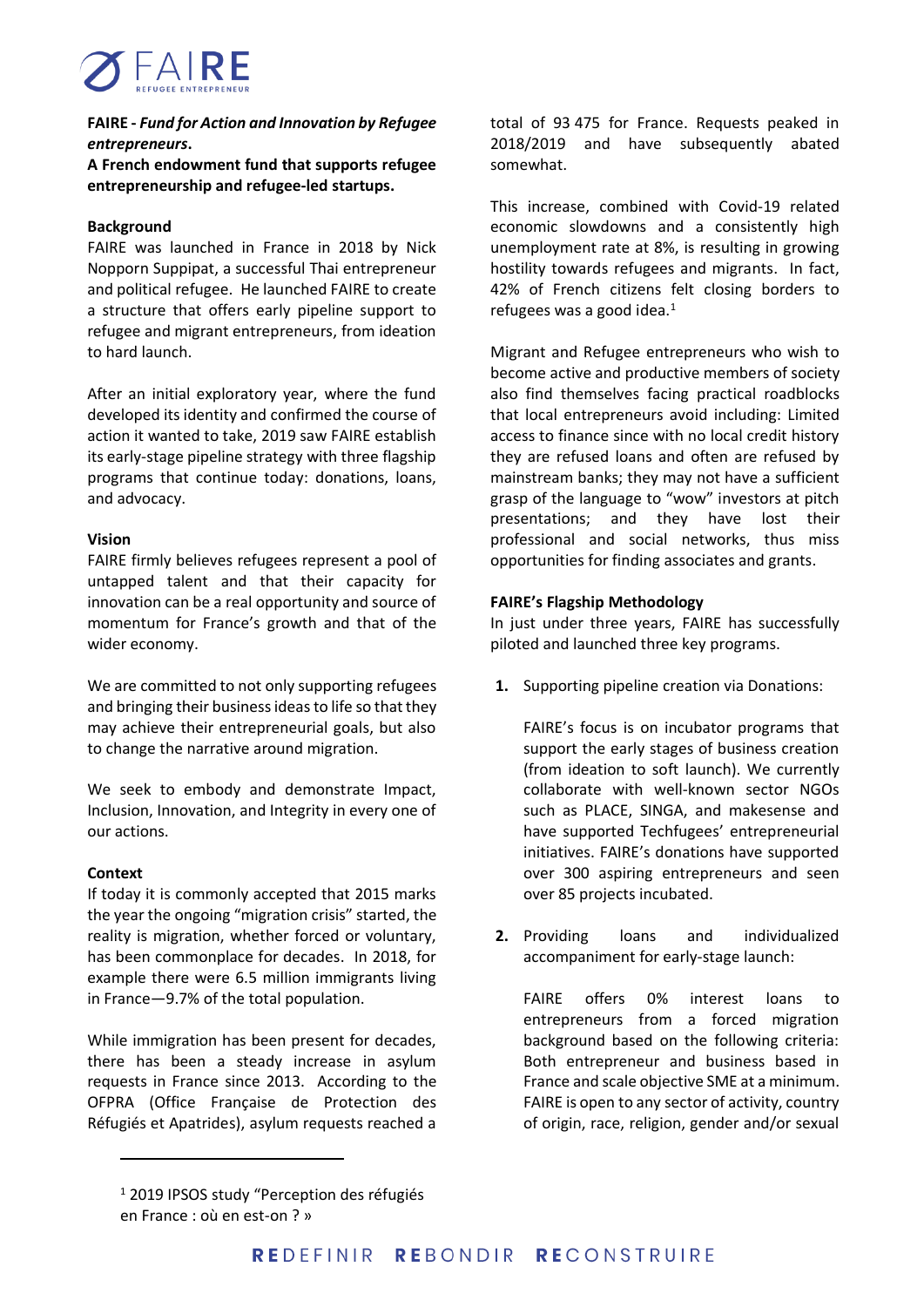FAIRE
REFUGEE ENTREPRENEUR

**FAIRE - *Fund for Action and Innovation by Refugee entrepreneurs*.**
**A French endowment fund that supports refugee entrepreneurship and refugee-led startups.**

**Background**
FAIRE was launched in France in 2018 by Nick Nopporn Suppipat, a successful Thai entrepreneur and political refugee. He launched FAIRE to create a structure that offers early pipeline support to refugee and migrant entrepreneurs, from ideation to hard launch.

After an initial exploratory year, where the fund developed its identity and confirmed the course of action it wanted to take, 2019 saw FAIRE establish its early-stage pipeline strategy with three flagship programs that continue today: donations, loans, and advocacy.

**Vision**
FAIRE firmly believes refugees represent a pool of untapped talent and that their capacity for innovation can be a real opportunity and source of momentum for France's growth and that of the wider economy.

We are committed to not only supporting refugees and bringing their business ideas to life so that they may achieve their entrepreneurial goals, but also to change the narrative around migration.

We seek to embody and demonstrate Impact, Inclusion, Innovation, and Integrity in every one of our actions.

**Context**
If today it is commonly accepted that 2015 marks the year the ongoing "migration crisis" started, the reality is migration, whether forced or voluntary, has been commonplace for decades. In 2018, for example there were 6.5 million immigrants living in France—9.7% of the total population.

While immigration has been present for decades, there has been a steady increase in asylum requests in France since 2013. According to the OFPRA (Office Française de Protection des Réfugiés et Apatrides), asylum requests reached a total of 93 475 for France. Requests peaked in 2018/2019 and have subsequently abated somewhat.

This increase, combined with Covid-19 related economic slowdowns and a consistently high unemployment rate at 8%, is resulting in growing hostility towards refugees and migrants. In fact, 42% of French citizens felt closing borders to refugees was a good idea.[1]

Migrant and Refugee entrepreneurs who wish to become active and productive members of society also find themselves facing practical roadblocks that local entrepreneurs avoid including: Limited access to finance since with no local credit history they are refused loans and often are refused by mainstream banks; they may not have a sufficient grasp of the language to "wow" investors at pitch presentations; and they have lost their professional and social networks, thus miss opportunities for finding associates and grants.

**FAIRE's Flagship Methodology**
In just under three years, FAIRE has successfully piloted and launched three key programs.

1. Supporting pipeline creation via Donations:

   FAIRE's focus is on incubator programs that support the early stages of business creation (from ideation to soft launch). We currently collaborate with well-known sector NGOs such as PLACE, SINGA, and makesense and have supported Techfugees' entrepreneurial initiatives. FAIRE's donations have supported over 300 aspiring entrepreneurs and seen over 85 projects incubated.

2. Providing loans and individualized accompaniment for early-stage launch:

   FAIRE offers 0% interest loans to entrepreneurs from a forced migration background based on the following criteria: Both entrepreneur and business based in France and scale objective SME at a minimum. FAIRE is open to any sector of activity, country of origin, race, religion, gender and/or sexual

[1] 2019 IPSOS study "Perception des réfugiés en France : où en est-on ? »

**RE**DEFINIR **RE**BONDIR **RE**CONSTRUIRE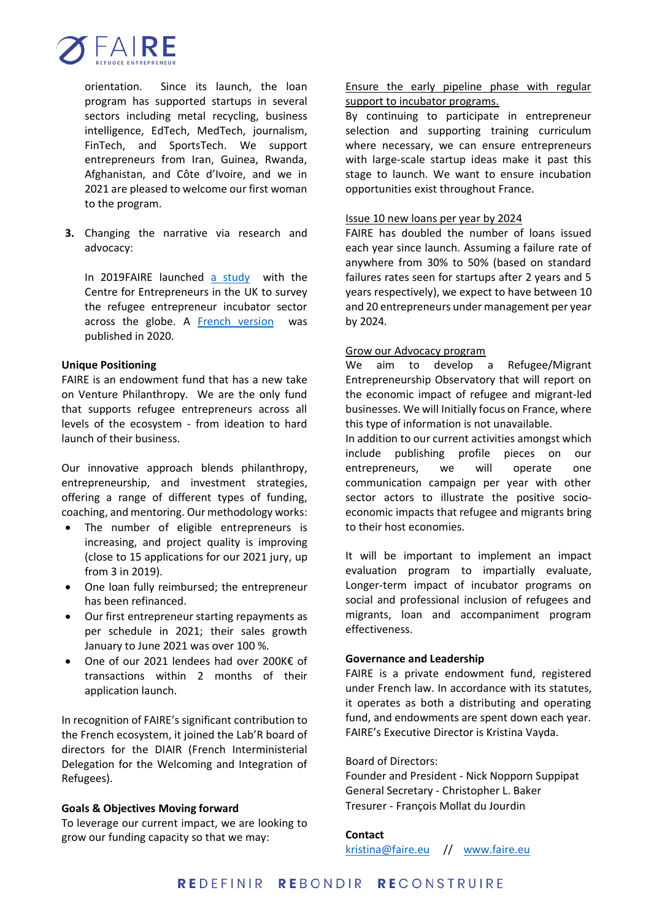orientation. Since its launch, the loan program has supported startups in several sectors including metal recycling, business intelligence, EdTech, MedTech, journalism, FinTech, and SportsTech. We support entrepreneurs from Iran, Guinea, Rwanda, Afghanistan, and Côte d'Ivoire, and we in 2021 are pleased to welcome our first woman to the program.

3. Changing the narrative via research and advocacy:

   In 2019FAIRE launched [a study](#) with the Centre for Entrepreneurs in the UK to survey the refugee entrepreneur incubator sector across the globe. A [French version](#) was published in 2020.

**Unique Positioning**

FAIRE is an endowment fund that has a new take on Venture Philanthropy. We are the only fund that supports refugee entrepreneurs across all levels of the ecosystem - from ideation to hard launch of their business.

Our innovative approach blends philanthropy, entrepreneurship, and investment strategies, offering a range of different types of funding, coaching, and mentoring. Our methodology works:

- The number of eligible entrepreneurs is increasing, and project quality is improving (close to 15 applications for our 2021 jury, up from 3 in 2019).
- One loan fully reimbursed; the entrepreneur has been refinanced.
- Our first entrepreneur starting repayments as per schedule in 2021; their sales growth January to June 2021 was over 100 %.
- One of our 2021 lendees had over 200K€ of transactions within 2 months of their application launch.

In recognition of FAIRE's significant contribution to the French ecosystem, it joined the Lab'R board of directors for the DIAIR (French Interministerial Delegation for the Welcoming and Integration of Refugees).

**Goals & Objectives Moving forward**

To leverage our current impact, we are looking to grow our funding capacity so that we may:

Ensure the early pipeline phase with regular support to incubator programs.

By continuing to participate in entrepreneur selection and supporting training curriculum where necessary, we can ensure entrepreneurs with large-scale startup ideas make it past this stage to launch. We want to ensure incubation opportunities exist throughout France.

Issue 10 new loans per year by 2024

FAIRE has doubled the number of loans issued each year since launch. Assuming a failure rate of anywhere from 30% to 50% (based on standard failures rates seen for startups after 2 years and 5 years respectively), we expect to have between 10 and 20 entrepreneurs under management per year by 2024.

Grow our Advocacy program

We aim to develop a Refugee/Migrant Entrepreneurship Observatory that will report on the economic impact of refugee and migrant-led businesses. We will Initially focus on France, where this type of information is not unavailable.

In addition to our current activities amongst which include publishing profile pieces on our entrepreneurs, we will operate one communication campaign per year with other sector actors to illustrate the positive socio-economic impacts that refugee and migrants bring to their host economies.

It will be important to implement an impact evaluation program to impartially evaluate, Longer-term impact of incubator programs on social and professional inclusion of refugees and migrants, loan and accompaniment program effectiveness.

**Governance and Leadership**

FAIRE is a private endowment fund, registered under French law. In accordance with its statutes, it operates as both a distributing and operating fund, and endowments are spent down each year. FAIRE's Executive Director is Kristina Vayda.

Board of Directors:

Founder and President - Nick Nopporn Suppipat

General Secretary - Christopher L. Baker

Tresurer - François Mollat du Jourdin

**Contact**

kristina@faire.eu // www.faire.eu